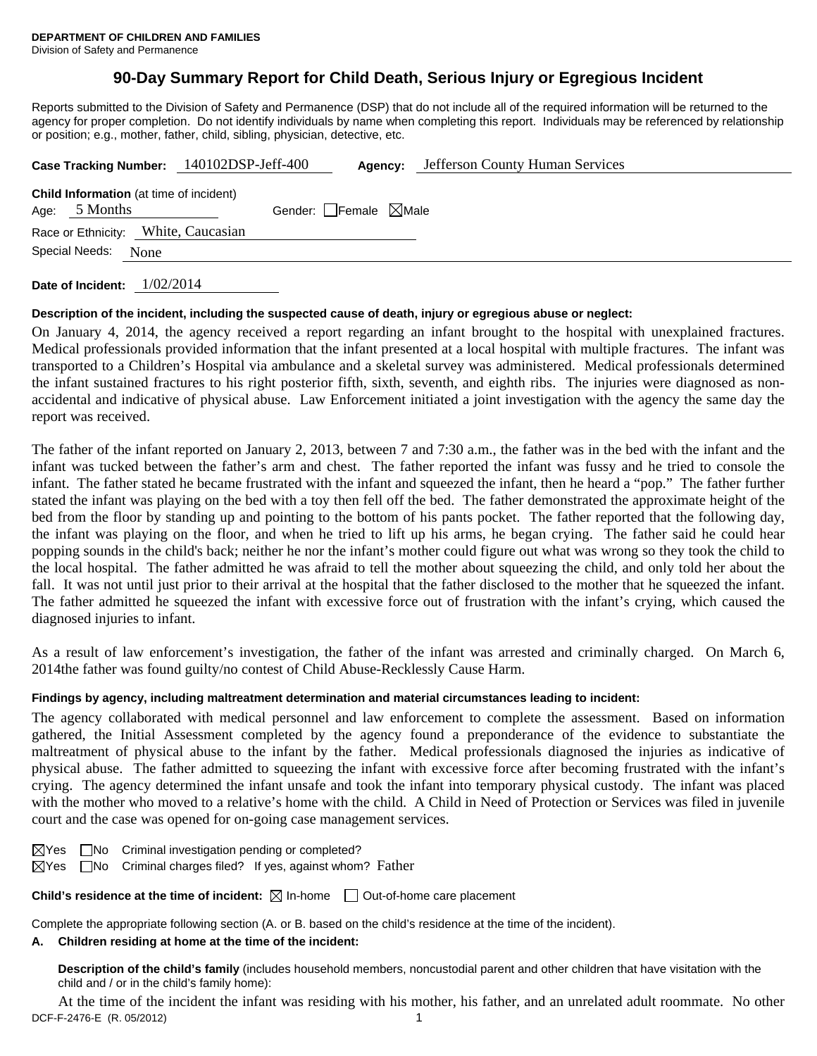**DEPARTMENT OF CHILDREN AND FAMILIES**
Division of Safety and Permanence

# 90-Day Summary Report for Child Death, Serious Injury or Egregious Incident

Reports submitted to the Division of Safety and Permanence (DSP) that do not include all of the required information will be returned to the agency for proper completion. Do not identify individuals by name when completing this report. Individuals may be referenced by relationship or position; e.g., mother, father, child, sibling, physician, detective, etc.

**Case Tracking Number:** 140102DSP-Jeff-400 **Agency:** Jefferson County Human Services

**Child Information** (at time of incident)
Age: 5 Months Gender: ☐ Female ☒ Male
Race or Ethnicity: White, Caucasian
Special Needs: None

**Date of Incident:** 1/02/2014

**Description of the incident, including the suspected cause of death, injury or egregious abuse or neglect:**

On January 4, 2014, the agency received a report regarding an infant brought to the hospital with unexplained fractures. Medical professionals provided information that the infant presented at a local hospital with multiple fractures. The infant was transported to a Children's Hospital via ambulance and a skeletal survey was administered. Medical professionals determined the infant sustained fractures to his right posterior fifth, sixth, seventh, and eighth ribs. The injuries were diagnosed as non-accidental and indicative of physical abuse. Law Enforcement initiated a joint investigation with the agency the same day the report was received.

The father of the infant reported on January 2, 2013, between 7 and 7:30 a.m., the father was in the bed with the infant and the infant was tucked between the father's arm and chest. The father reported the infant was fussy and he tried to console the infant. The father stated he became frustrated with the infant and squeezed the infant, then he heard a "pop." The father further stated the infant was playing on the bed with a toy then fell off the bed. The father demonstrated the approximate height of the bed from the floor by standing up and pointing to the bottom of his pants pocket. The father reported that the following day, the infant was playing on the floor, and when he tried to lift up his arms, he began crying. The father said he could hear popping sounds in the child's back; neither he nor the infant's mother could figure out what was wrong so they took the child to the local hospital. The father admitted he was afraid to tell the mother about squeezing the child, and only told her about the fall. It was not until just prior to their arrival at the hospital that the father disclosed to the mother that he squeezed the infant. The father admitted he squeezed the infant with excessive force out of frustration with the infant's crying, which caused the diagnosed injuries to infant.

As a result of law enforcement's investigation, the father of the infant was arrested and criminally charged. On March 6, 2014the father was found guilty/no contest of Child Abuse-Recklessly Cause Harm.

**Findings by agency, including maltreatment determination and material circumstances leading to incident:**

The agency collaborated with medical personnel and law enforcement to complete the assessment. Based on information gathered, the Initial Assessment completed by the agency found a preponderance of the evidence to substantiate the maltreatment of physical abuse to the infant by the father. Medical professionals diagnosed the injuries as indicative of physical abuse. The father admitted to squeezing the infant with excessive force after becoming frustrated with the infant's crying. The agency determined the infant unsafe and took the infant into temporary physical custody. The infant was placed with the mother who moved to a relative's home with the child. A Child in Need of Protection or Services was filed in juvenile court and the case was opened for on-going case management services.

☒ Yes ☐ No Criminal investigation pending or completed?
☒ Yes ☐ No Criminal charges filed? If yes, against whom? Father

**Child's residence at the time of incident:** ☒ In-home ☐ Out-of-home care placement

Complete the appropriate following section (A. or B. based on the child's residence at the time of the incident).

**A. Children residing at home at the time of the incident:**

**Description of the child's family** (includes household members, noncustodial parent and other children that have visitation with the child and / or in the child's family home):

At the time of the incident the infant was residing with his mother, his father, and an unrelated adult roommate. No other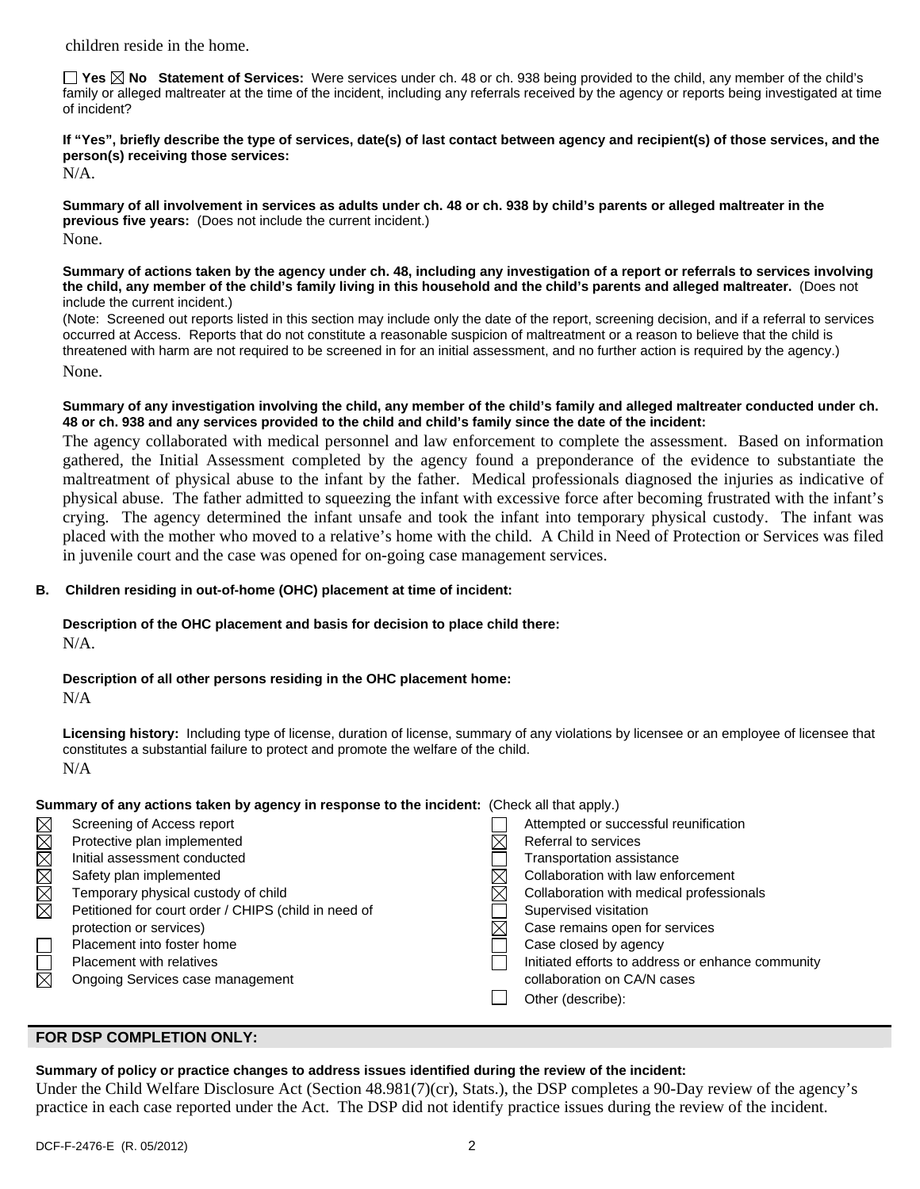children reside in the home.

☐ Yes ☒ No **Statement of Services:** Were services under ch. 48 or ch. 938 being provided to the child, any member of the child's family or alleged maltreater at the time of the incident, including any referrals received by the agency or reports being investigated at time of incident?

**If "Yes", briefly describe the type of services, date(s) of last contact between agency and recipient(s) of those services, and the person(s) receiving those services:**
N/A.

**Summary of all involvement in services as adults under ch. 48 or ch. 938 by child's parents or alleged maltreater in the previous five years:** (Does not include the current incident.)
None.

**Summary of actions taken by the agency under ch. 48, including any investigation of a report or referrals to services involving the child, any member of the child's family living in this household and the child's parents and alleged maltreater.** (Does not include the current incident.)
(Note: Screened out reports listed in this section may include only the date of the report, screening decision, and if a referral to services occurred at Access. Reports that do not constitute a reasonable suspicion of maltreatment or a reason to believe that the child is threatened with harm are not required to be screened in for an initial assessment, and no further action is required by the agency.)
None.

**Summary of any investigation involving the child, any member of the child's family and alleged maltreater conducted under ch. 48 or ch. 938 and any services provided to the child and child's family since the date of the incident:**
The agency collaborated with medical personnel and law enforcement to complete the assessment. Based on information gathered, the Initial Assessment completed by the agency found a preponderance of the evidence to substantiate the maltreatment of physical abuse to the infant by the father. Medical professionals diagnosed the injuries as indicative of physical abuse. The father admitted to squeezing the infant with excessive force after becoming frustrated with the infant's crying. The agency determined the infant unsafe and took the infant into temporary physical custody. The infant was placed with the mother who moved to a relative's home with the child. A Child in Need of Protection or Services was filed in juvenile court and the case was opened for on-going case management services.

**B. Children residing in out-of-home (OHC) placement at time of incident:**

**Description of the OHC placement and basis for decision to place child there:**
N/A.

**Description of all other persons residing in the OHC placement home:**
N/A

**Licensing history:** Including type of license, duration of license, summary of any violations by licensee or an employee of licensee that constitutes a substantial failure to protect and promote the welfare of the child.
N/A

**Summary of any actions taken by agency in response to the incident:** (Check all that apply.)

| | |
|---|---|
| ☒ Screening of Access report | ☐ Attempted or successful reunification |
| ☒ Protective plan implemented | ☒ Referral to services |
| ☒ Initial assessment conducted | ☐ Transportation assistance |
| ☒ Safety plan implemented | ☒ Collaboration with law enforcement |
| ☒ Temporary physical custody of child | ☒ Collaboration with medical professionals |
| ☒ Petitioned for court order / CHIPS (child in need of protection or services) | ☐ Supervised visitation |
| ☐ Placement into foster home | ☒ Case remains open for services |
| ☐ Placement with relatives | ☐ Case closed by agency |
| ☒ Ongoing Services case management | ☐ Initiated efforts to address or enhance community collaboration on CA/N cases |
| | ☐ Other (describe): |

## FOR DSP COMPLETION ONLY:

**Summary of policy or practice changes to address issues identified during the review of the incident:**
Under the Child Welfare Disclosure Act (Section 48.981(7)(cr), Stats.), the DSP completes a 90-Day review of the agency's practice in each case reported under the Act. The DSP did not identify practice issues during the review of the incident.

DCF-F-2476-E (R. 05/2012)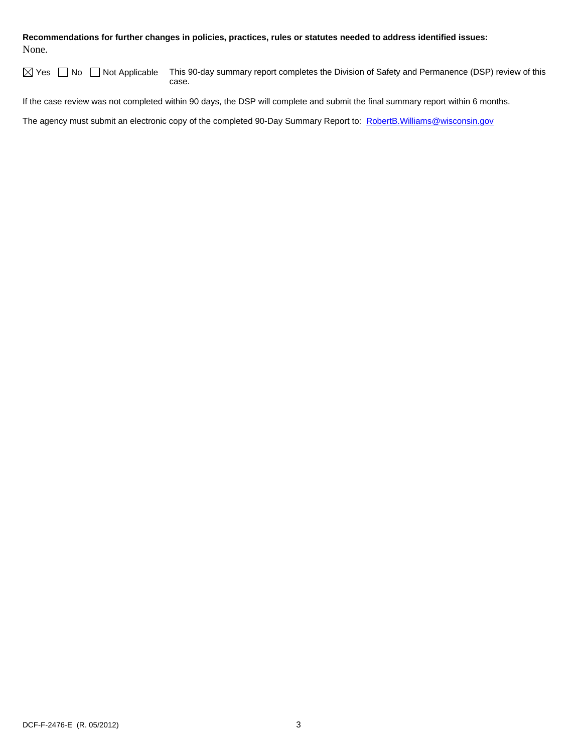**Recommendations for further changes in policies, practices, rules or statutes needed to address identified issues:**

None.

☒ Yes ☐ No ☐ Not Applicable This 90-day summary report completes the Division of Safety and Permanence (DSP) review of this case.

If the case review was not completed within 90 days, the DSP will complete and submit the final summary report within 6 months.

The agency must submit an electronic copy of the completed 90-Day Summary Report to: RobertB.Williams@wisconsin.gov

DCF-F-2476-E (R. 05/2012)